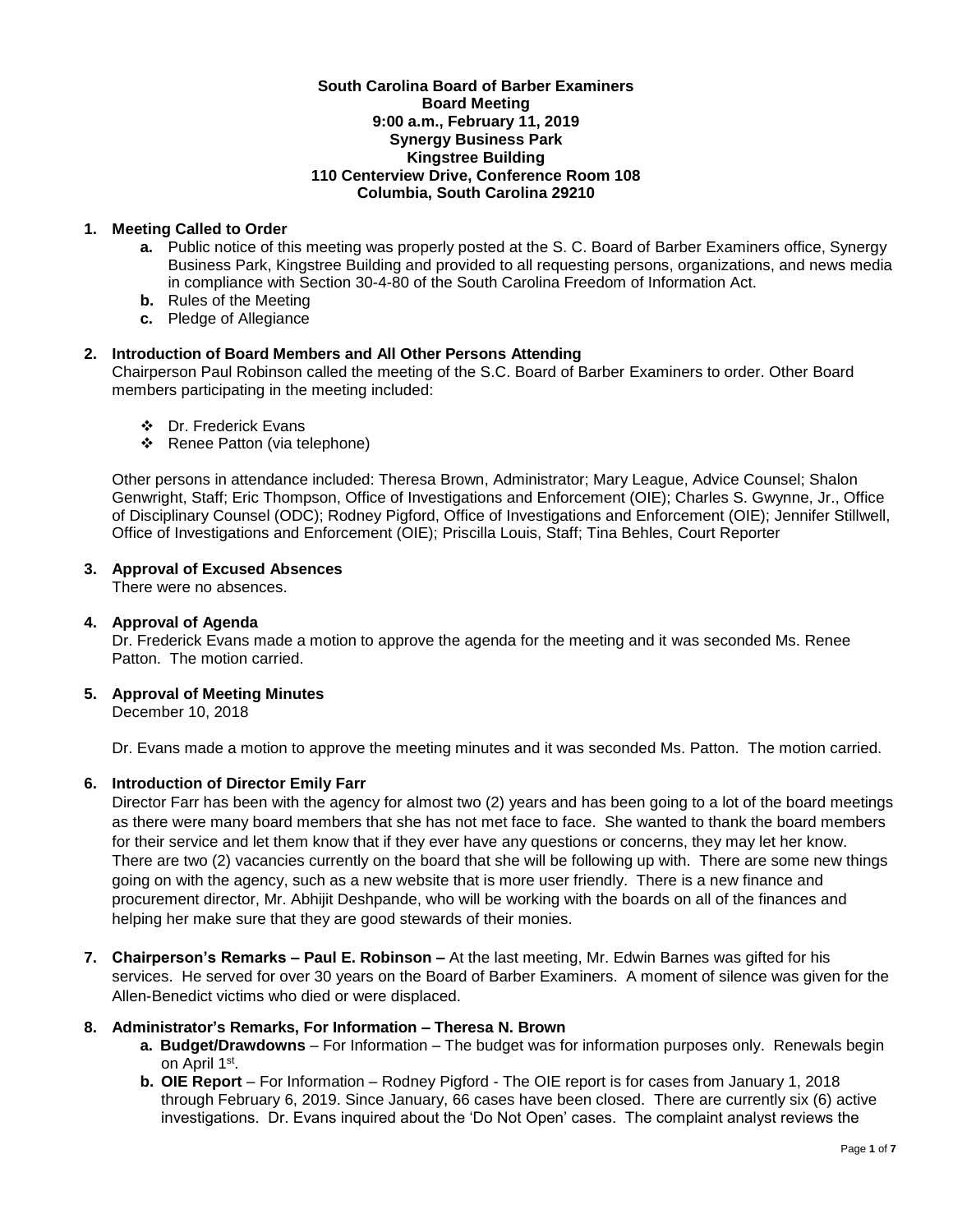**South Carolina Board of Barber Examiners**
**Board Meeting**
**9:00 a.m., February 11, 2019**
**Synergy Business Park**
**Kingstree Building**
**110 Centerview Drive, Conference Room 108**
**Columbia, South Carolina 29210**

1. **Meeting Called to Order**
   - **a.** Public notice of this meeting was properly posted at the S. C. Board of Barber Examiners office, Synergy Business Park, Kingstree Building and provided to all requesting persons, organizations, and news media in compliance with Section 30-4-80 of the South Carolina Freedom of Information Act.
   - **b.** Rules of the Meeting
   - **c.** Pledge of Allegiance

2. **Introduction of Board Members and All Other Persons Attending**
   Chairperson Paul Robinson called the meeting of the S.C. Board of Barber Examiners to order. Other Board members participating in the meeting included:

   - Dr. Frederick Evans
   - Renee Patton (via telephone)

   Other persons in attendance included: Theresa Brown, Administrator; Mary League, Advice Counsel; Shalon Genwright, Staff; Eric Thompson, Office of Investigations and Enforcement (OIE); Charles S. Gwynne, Jr., Office of Disciplinary Counsel (ODC); Rodney Pigford, Office of Investigations and Enforcement (OIE); Jennifer Stillwell, Office of Investigations and Enforcement (OIE); Priscilla Louis, Staff; Tina Behles, Court Reporter

3. **Approval of Excused Absences**
   There were no absences.

4. **Approval of Agenda**
   Dr. Frederick Evans made a motion to approve the agenda for the meeting and it was seconded Ms. Renee Patton. The motion carried.

5. **Approval of Meeting Minutes**
   December 10, 2018

   Dr. Evans made a motion to approve the meeting minutes and it was seconded Ms. Patton. The motion carried.

6. **Introduction of Director Emily Farr**
   Director Farr has been with the agency for almost two (2) years and has been going to a lot of the board meetings as there were many board members that she has not met face to face. She wanted to thank the board members for their service and let them know that if they ever have any questions or concerns, they may let her know. There are two (2) vacancies currently on the board that she will be following up with. There are some new things going on with the agency, such as a new website that is more user friendly. There is a new finance and procurement director, Mr. Abhijit Deshpande, who will be working with the boards on all of the finances and helping her make sure that they are good stewards of their monies.

7. **Chairperson's Remarks – Paul E. Robinson –** At the last meeting, Mr. Edwin Barnes was gifted for his services. He served for over 30 years on the Board of Barber Examiners. A moment of silence was given for the Allen-Benedict victims who died or were displaced.

8. **Administrator's Remarks, For Information – Theresa N. Brown**
   - **a. Budget/Drawdowns** – For Information – The budget was for information purposes only. Renewals begin on April 1st.
   - **b. OIE Report** – For Information – Rodney Pigford - The OIE report is for cases from January 1, 2018 through February 6, 2019. Since January, 66 cases have been closed. There are currently six (6) active investigations. Dr. Evans inquired about the 'Do Not Open' cases. The complaint analyst reviews the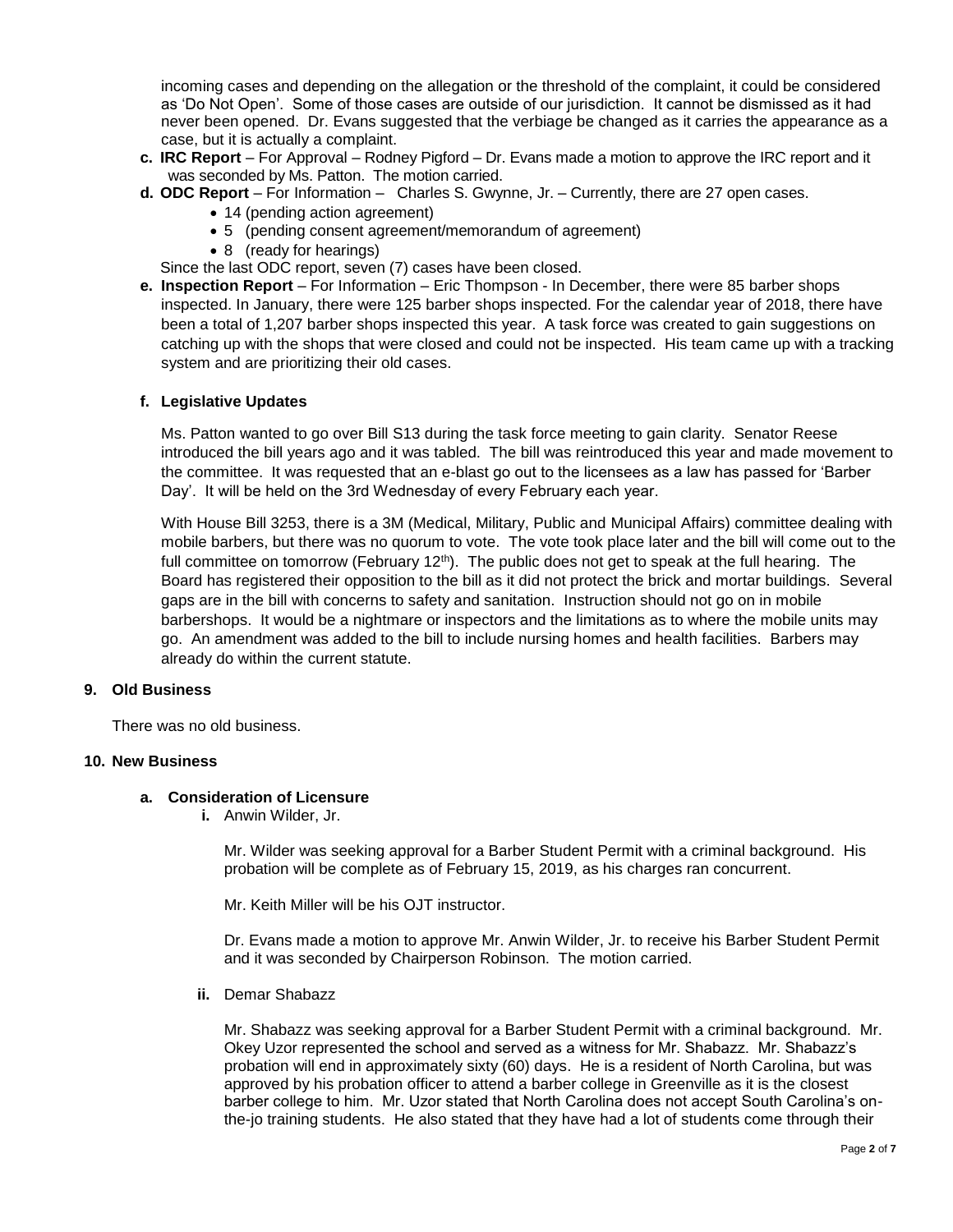incoming cases and depending on the allegation or the threshold of the complaint, it could be considered as 'Do Not Open'. Some of those cases are outside of our jurisdiction. It cannot be dismissed as it had never been opened. Dr. Evans suggested that the verbiage be changed as it carries the appearance as a case, but it is actually a complaint.

c. **IRC Report** – For Approval – Rodney Pigford – Dr. Evans made a motion to approve the IRC report and it was seconded by Ms. Patton. The motion carried.

d. **ODC Report** – For Information – Charles S. Gwynne, Jr. – Currently, there are 27 open cases.
   - 14 (pending action agreement)
   - 5 (pending consent agreement/memorandum of agreement)
   - 8 (ready for hearings)

   Since the last ODC report, seven (7) cases have been closed.

e. **Inspection Report** – For Information – Eric Thompson - In December, there were 85 barber shops inspected. In January, there were 125 barber shops inspected. For the calendar year of 2018, there have been a total of 1,207 barber shops inspected this year. A task force was created to gain suggestions on catching up with the shops that were closed and could not be inspected. His team came up with a tracking system and are prioritizing their old cases.

f. **Legislative Updates**

   Ms. Patton wanted to go over Bill S13 during the task force meeting to gain clarity. Senator Reese introduced the bill years ago and it was tabled. The bill was reintroduced this year and made movement to the committee. It was requested that an e-blast go out to the licensees as a law has passed for 'Barber Day'. It will be held on the 3rd Wednesday of every February each year.

   With House Bill 3253, there is a 3M (Medical, Military, Public and Municipal Affairs) committee dealing with mobile barbers, but there was no quorum to vote. The vote took place later and the bill will come out to the full committee on tomorrow (February 12th). The public does not get to speak at the full hearing. The Board has registered their opposition to the bill as it did not protect the brick and mortar buildings. Several gaps are in the bill with concerns to safety and sanitation. Instruction should not go on in mobile barbershops. It would be a nightmare or inspectors and the limitations as to where the mobile units may go. An amendment was added to the bill to include nursing homes and health facilities. Barbers may already do within the current statute.

## 9. Old Business

There was no old business.

## 10. New Business

### a. Consideration of Licensure

**i.** Anwin Wilder, Jr.

Mr. Wilder was seeking approval for a Barber Student Permit with a criminal background. His probation will be complete as of February 15, 2019, as his charges ran concurrent.

Mr. Keith Miller will be his OJT instructor.

Dr. Evans made a motion to approve Mr. Anwin Wilder, Jr. to receive his Barber Student Permit and it was seconded by Chairperson Robinson. The motion carried.

**ii.** Demar Shabazz

Mr. Shabazz was seeking approval for a Barber Student Permit with a criminal background. Mr. Okey Uzor represented the school and served as a witness for Mr. Shabazz. Mr. Shabazz's probation will end in approximately sixty (60) days. He is a resident of North Carolina, but was approved by his probation officer to attend a barber college in Greenville as it is the closest barber college to him. Mr. Uzor stated that North Carolina does not accept South Carolina's on-the-jo training students. He also stated that they have had a lot of students come through their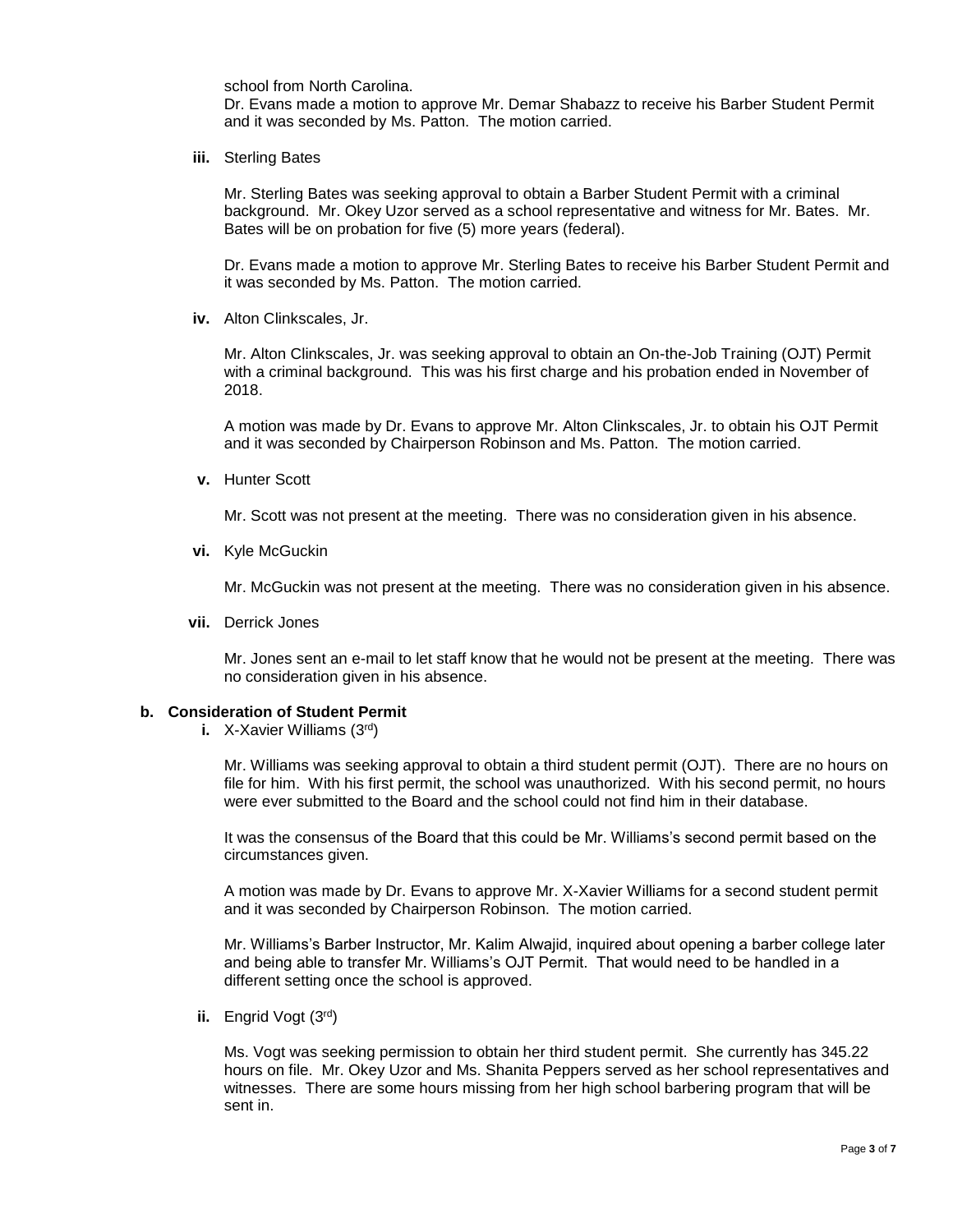school from North Carolina.

Dr. Evans made a motion to approve Mr. Demar Shabazz to receive his Barber Student Permit and it was seconded by Ms. Patton. The motion carried.

**iii.** Sterling Bates

Mr. Sterling Bates was seeking approval to obtain a Barber Student Permit with a criminal background. Mr. Okey Uzor served as a school representative and witness for Mr. Bates. Mr. Bates will be on probation for five (5) more years (federal).

Dr. Evans made a motion to approve Mr. Sterling Bates to receive his Barber Student Permit and it was seconded by Ms. Patton. The motion carried.

**iv.** Alton Clinkscales, Jr.

Mr. Alton Clinkscales, Jr. was seeking approval to obtain an On-the-Job Training (OJT) Permit with a criminal background. This was his first charge and his probation ended in November of 2018.

A motion was made by Dr. Evans to approve Mr. Alton Clinkscales, Jr. to obtain his OJT Permit and it was seconded by Chairperson Robinson and Ms. Patton. The motion carried.

**v.** Hunter Scott

Mr. Scott was not present at the meeting. There was no consideration given in his absence.

**vi.** Kyle McGuckin

Mr. McGuckin was not present at the meeting. There was no consideration given in his absence.

**vii.** Derrick Jones

Mr. Jones sent an e-mail to let staff know that he would not be present at the meeting. There was no consideration given in his absence.

**b. Consideration of Student Permit**

**i.** X-Xavier Williams (3rd)

Mr. Williams was seeking approval to obtain a third student permit (OJT). There are no hours on file for him. With his first permit, the school was unauthorized. With his second permit, no hours were ever submitted to the Board and the school could not find him in their database.

It was the consensus of the Board that this could be Mr. Williams's second permit based on the circumstances given.

A motion was made by Dr. Evans to approve Mr. X-Xavier Williams for a second student permit and it was seconded by Chairperson Robinson. The motion carried.

Mr. Williams's Barber Instructor, Mr. Kalim Alwajid, inquired about opening a barber college later and being able to transfer Mr. Williams's OJT Permit. That would need to be handled in a different setting once the school is approved.

**ii.** Engrid Vogt (3rd)

Ms. Vogt was seeking permission to obtain her third student permit. She currently has 345.22 hours on file. Mr. Okey Uzor and Ms. Shanita Peppers served as her school representatives and witnesses. There are some hours missing from her high school barbering program that will be sent in.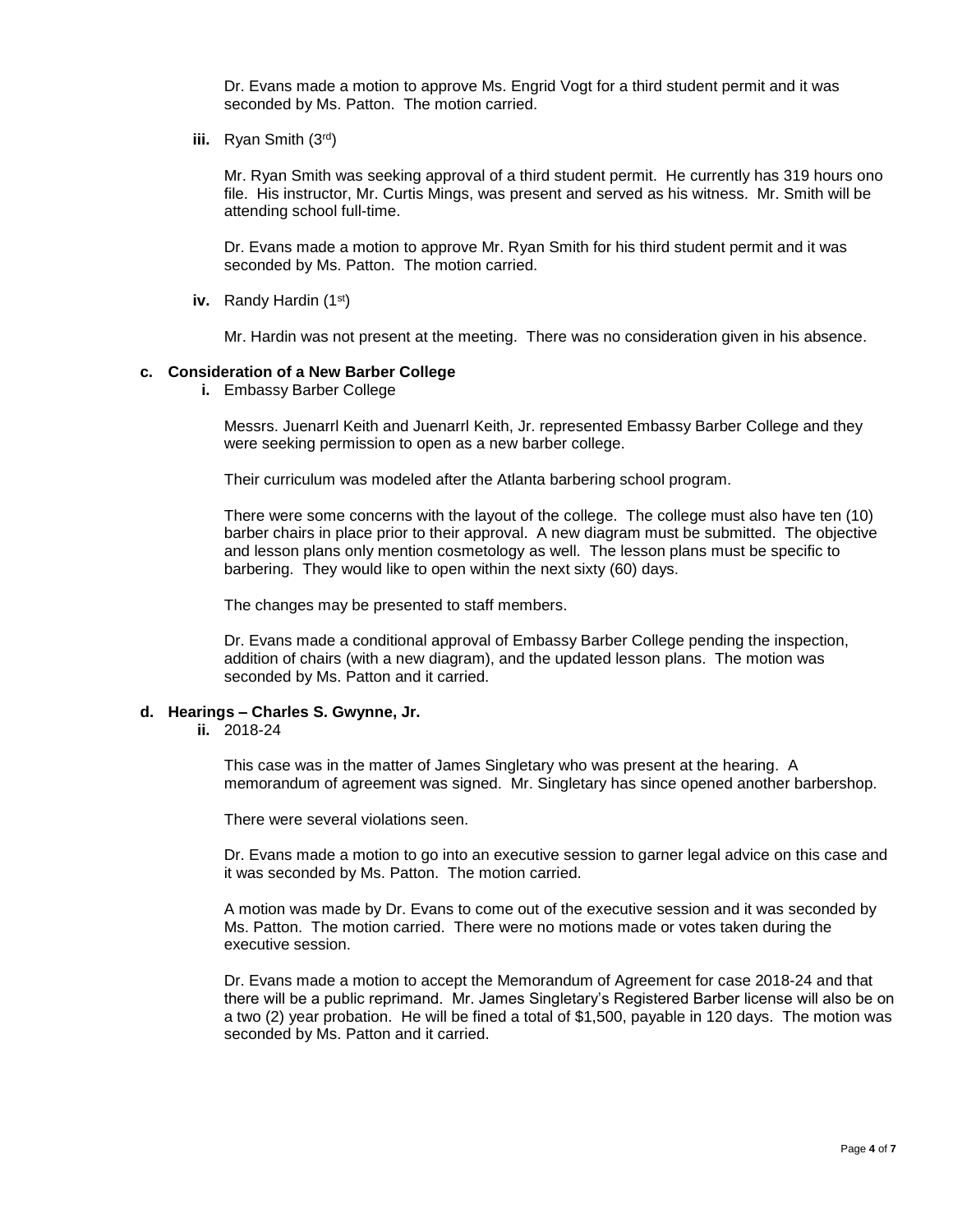Dr. Evans made a motion to approve Ms. Engrid Vogt for a third student permit and it was seconded by Ms. Patton. The motion carried.

**iii.** Ryan Smith (3rd)

Mr. Ryan Smith was seeking approval of a third student permit. He currently has 319 hours ono file. His instructor, Mr. Curtis Mings, was present and served as his witness. Mr. Smith will be attending school full-time.

Dr. Evans made a motion to approve Mr. Ryan Smith for his third student permit and it was seconded by Ms. Patton. The motion carried.

**iv.** Randy Hardin (1st)

Mr. Hardin was not present at the meeting. There was no consideration given in his absence.

**c. Consideration of a New Barber College**

**i.** Embassy Barber College

Messrs. Juenarrl Keith and Juenarrl Keith, Jr. represented Embassy Barber College and they were seeking permission to open as a new barber college.

Their curriculum was modeled after the Atlanta barbering school program.

There were some concerns with the layout of the college. The college must also have ten (10) barber chairs in place prior to their approval. A new diagram must be submitted. The objective and lesson plans only mention cosmetology as well. The lesson plans must be specific to barbering. They would like to open within the next sixty (60) days.

The changes may be presented to staff members.

Dr. Evans made a conditional approval of Embassy Barber College pending the inspection, addition of chairs (with a new diagram), and the updated lesson plans. The motion was seconded by Ms. Patton and it carried.

**d. Hearings – Charles S. Gwynne, Jr.**

**ii.** 2018-24

This case was in the matter of James Singletary who was present at the hearing. A memorandum of agreement was signed. Mr. Singletary has since opened another barbershop.

There were several violations seen.

Dr. Evans made a motion to go into an executive session to garner legal advice on this case and it was seconded by Ms. Patton. The motion carried.

A motion was made by Dr. Evans to come out of the executive session and it was seconded by Ms. Patton. The motion carried. There were no motions made or votes taken during the executive session.

Dr. Evans made a motion to accept the Memorandum of Agreement for case 2018-24 and that there will be a public reprimand. Mr. James Singletary's Registered Barber license will also be on a two (2) year probation. He will be fined a total of $1,500, payable in 120 days. The motion was seconded by Ms. Patton and it carried.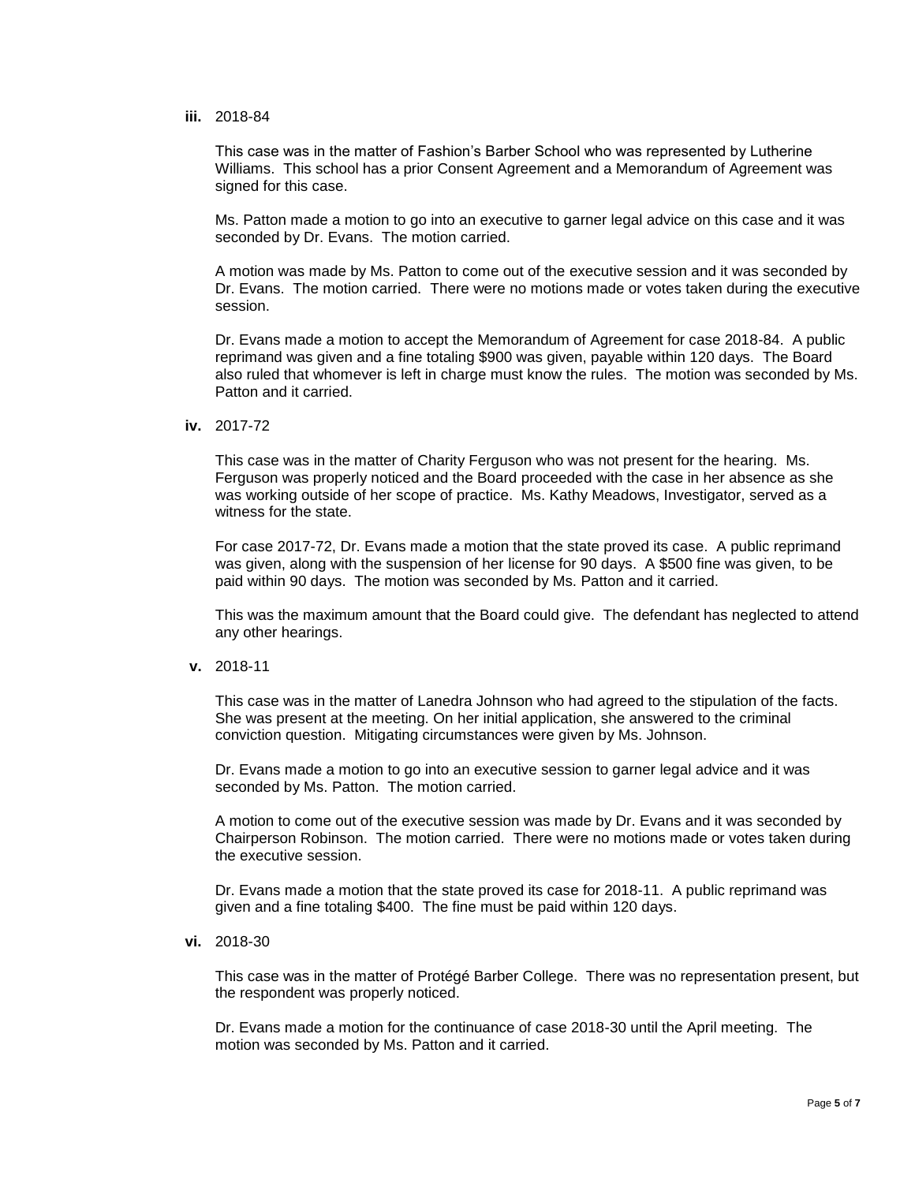**iii.** 2018-84

This case was in the matter of Fashion's Barber School who was represented by Lutherine Williams. This school has a prior Consent Agreement and a Memorandum of Agreement was signed for this case.

Ms. Patton made a motion to go into an executive to garner legal advice on this case and it was seconded by Dr. Evans. The motion carried.

A motion was made by Ms. Patton to come out of the executive session and it was seconded by Dr. Evans. The motion carried. There were no motions made or votes taken during the executive session.

Dr. Evans made a motion to accept the Memorandum of Agreement for case 2018-84. A public reprimand was given and a fine totaling $900 was given, payable within 120 days. The Board also ruled that whomever is left in charge must know the rules. The motion was seconded by Ms. Patton and it carried.

**iv.** 2017-72

This case was in the matter of Charity Ferguson who was not present for the hearing. Ms. Ferguson was properly noticed and the Board proceeded with the case in her absence as she was working outside of her scope of practice. Ms. Kathy Meadows, Investigator, served as a witness for the state.

For case 2017-72, Dr. Evans made a motion that the state proved its case. A public reprimand was given, along with the suspension of her license for 90 days. A $500 fine was given, to be paid within 90 days. The motion was seconded by Ms. Patton and it carried.

This was the maximum amount that the Board could give. The defendant has neglected to attend any other hearings.

**v.** 2018-11

This case was in the matter of Lanedra Johnson who had agreed to the stipulation of the facts. She was present at the meeting. On her initial application, she answered to the criminal conviction question. Mitigating circumstances were given by Ms. Johnson.

Dr. Evans made a motion to go into an executive session to garner legal advice and it was seconded by Ms. Patton. The motion carried.

A motion to come out of the executive session was made by Dr. Evans and it was seconded by Chairperson Robinson. The motion carried. There were no motions made or votes taken during the executive session.

Dr. Evans made a motion that the state proved its case for 2018-11. A public reprimand was given and a fine totaling $400. The fine must be paid within 120 days.

**vi.** 2018-30

This case was in the matter of Protégé Barber College. There was no representation present, but the respondent was properly noticed.

Dr. Evans made a motion for the continuance of case 2018-30 until the April meeting. The motion was seconded by Ms. Patton and it carried.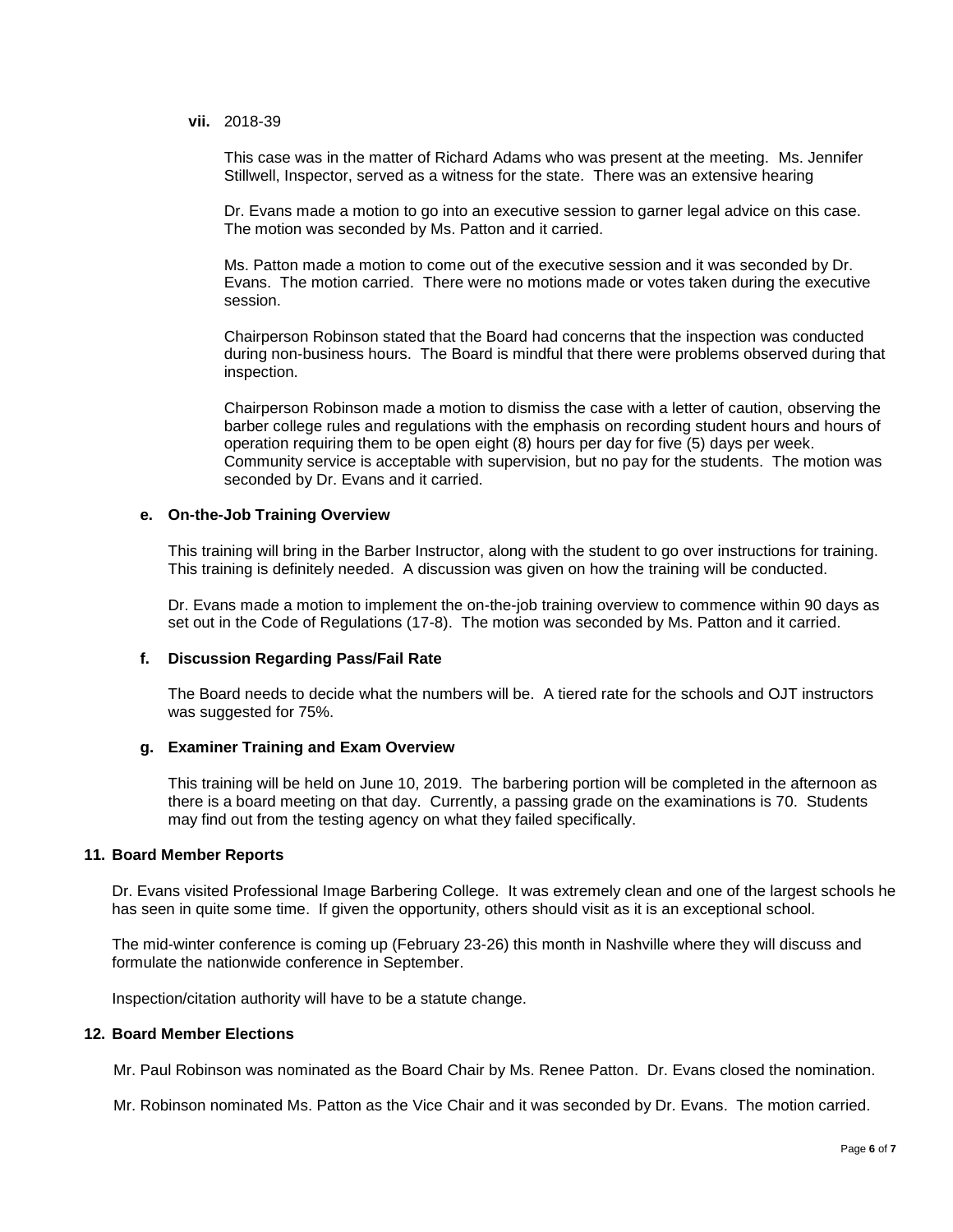**vii.** 2018-39

This case was in the matter of Richard Adams who was present at the meeting. Ms. Jennifer Stillwell, Inspector, served as a witness for the state. There was an extensive hearing

Dr. Evans made a motion to go into an executive session to garner legal advice on this case. The motion was seconded by Ms. Patton and it carried.

Ms. Patton made a motion to come out of the executive session and it was seconded by Dr. Evans. The motion carried. There were no motions made or votes taken during the executive session.

Chairperson Robinson stated that the Board had concerns that the inspection was conducted during non-business hours. The Board is mindful that there were problems observed during that inspection.

Chairperson Robinson made a motion to dismiss the case with a letter of caution, observing the barber college rules and regulations with the emphasis on recording student hours and hours of operation requiring them to be open eight (8) hours per day for five (5) days per week. Community service is acceptable with supervision, but no pay for the students. The motion was seconded by Dr. Evans and it carried.

**e. On-the-Job Training Overview**

This training will bring in the Barber Instructor, along with the student to go over instructions for training. This training is definitely needed. A discussion was given on how the training will be conducted.

Dr. Evans made a motion to implement the on-the-job training overview to commence within 90 days as set out in the Code of Regulations (17-8). The motion was seconded by Ms. Patton and it carried.

**f. Discussion Regarding Pass/Fail Rate**

The Board needs to decide what the numbers will be. A tiered rate for the schools and OJT instructors was suggested for 75%.

**g. Examiner Training and Exam Overview**

This training will be held on June 10, 2019. The barbering portion will be completed in the afternoon as there is a board meeting on that day. Currently, a passing grade on the examinations is 70. Students may find out from the testing agency on what they failed specifically.

**11. Board Member Reports**

Dr. Evans visited Professional Image Barbering College. It was extremely clean and one of the largest schools he has seen in quite some time. If given the opportunity, others should visit as it is an exceptional school.

The mid-winter conference is coming up (February 23-26) this month in Nashville where they will discuss and formulate the nationwide conference in September.

Inspection/citation authority will have to be a statute change.

**12. Board Member Elections**

Mr. Paul Robinson was nominated as the Board Chair by Ms. Renee Patton. Dr. Evans closed the nomination.

Mr. Robinson nominated Ms. Patton as the Vice Chair and it was seconded by Dr. Evans. The motion carried.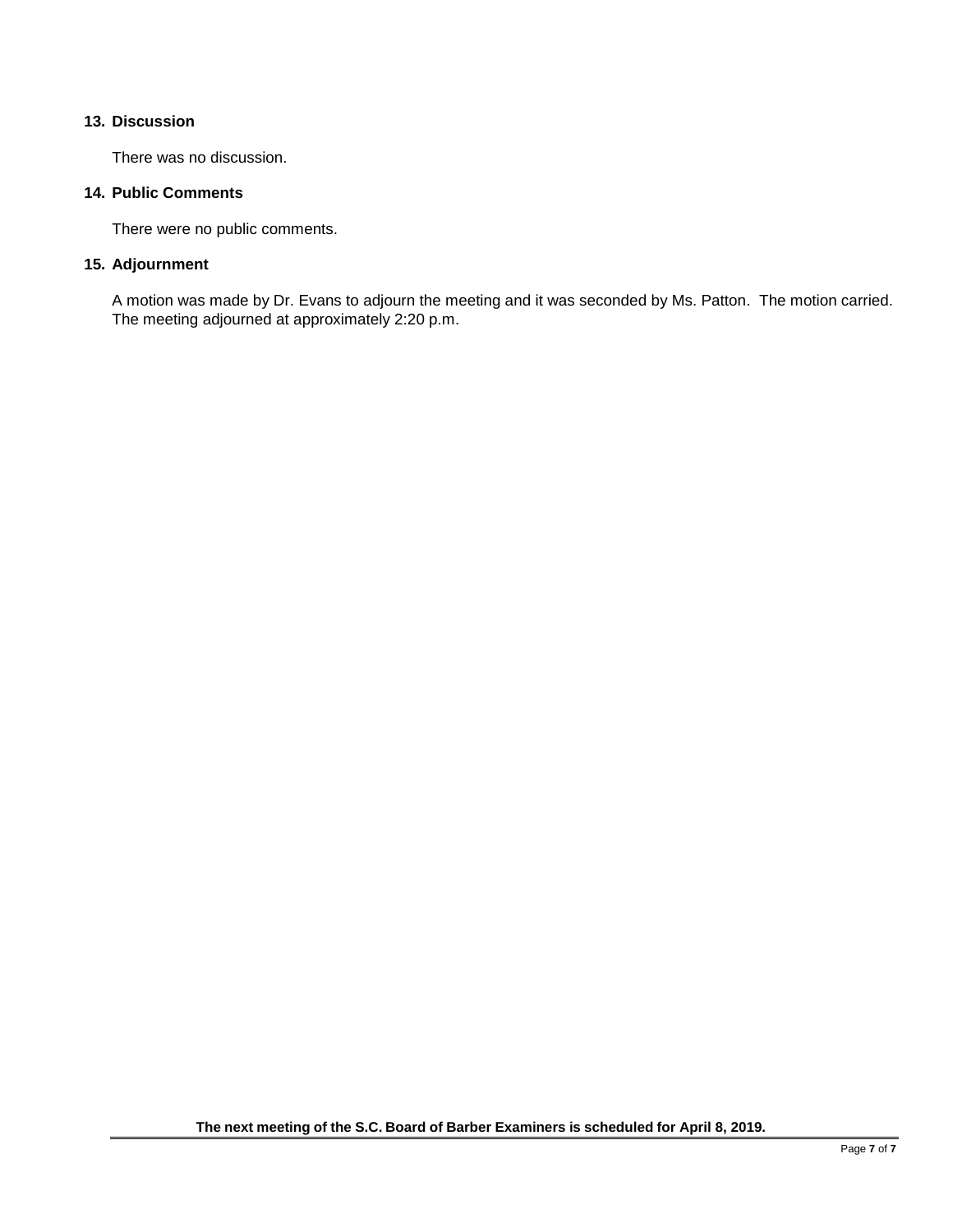**13. Discussion**

There was no discussion.

**14. Public Comments**

There were no public comments.

**15. Adjournment**

A motion was made by Dr. Evans to adjourn the meeting and it was seconded by Ms. Patton. The motion carried. The meeting adjourned at approximately 2:20 p.m.

**The next meeting of the S.C. Board of Barber Examiners is scheduled for April 8, 2019.**